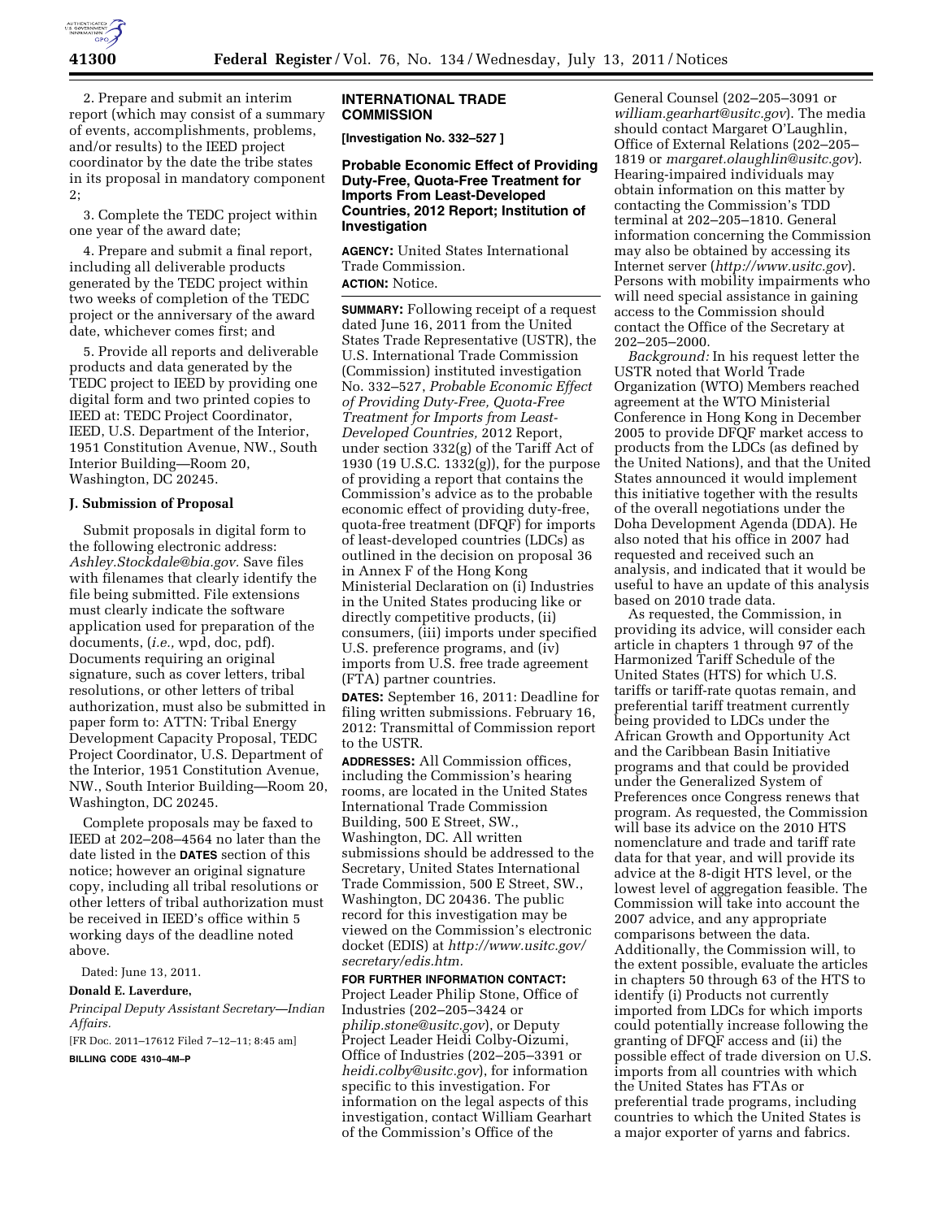2. Prepare and submit an interim report (which may consist of a summary of events, accomplishments, problems, and/or results) to the IEED project coordinator by the date the tribe states in its proposal in mandatory component 2;

3. Complete the TEDC project within one year of the award date;

4. Prepare and submit a final report, including all deliverable products generated by the TEDC project within two weeks of completion of the TEDC project or the anniversary of the award date, whichever comes first; and

5. Provide all reports and deliverable products and data generated by the TEDC project to IEED by providing one digital form and two printed copies to IEED at: TEDC Project Coordinator, IEED, U.S. Department of the Interior, 1951 Constitution Avenue, NW., South Interior Building—Room 20, Washington, DC 20245.

### J. Submission of Proposal

Submit proposals in digital form to the following electronic address: *Ashley.Stockdale@bia.gov.* Save files with filenames that clearly identify the file being submitted. File extensions must clearly indicate the software application used for preparation of the documents, (*i.e.,* wpd, doc, pdf). Documents requiring an original signature, such as cover letters, tribal resolutions, or other letters of tribal authorization, must also be submitted in paper form to: ATTN: Tribal Energy Development Capacity Proposal, TEDC Project Coordinator, U.S. Department of the Interior, 1951 Constitution Avenue, NW., South Interior Building—Room 20, Washington, DC 20245.

Complete proposals may be faxed to IEED at 202–208–4564 no later than the date listed in the **DATES** section of this notice; however an original signature copy, including all tribal resolutions or other letters of tribal authorization must be received in IEED's office within 5 working days of the deadline noted above.

Dated: June 13, 2011.

**Donald E. Laverdure,**

*Principal Deputy Assistant Secretary—Indian Affairs.*

[FR Doc. 2011–17612 Filed 7–12–11; 8:45 am]

**BILLING CODE 4310–4M–P**

## INTERNATIONAL TRADE COMMISSION

**[Investigation No. 332–527 ]**

## Probable Economic Effect of Providing Duty-Free, Quota-Free Treatment for Imports From Least-Developed Countries, 2012 Report; Institution of Investigation

**AGENCY:** United States International Trade Commission.

**ACTION:** Notice.

**SUMMARY:** Following receipt of a request dated June 16, 2011 from the United States Trade Representative (USTR), the U.S. International Trade Commission (Commission) instituted investigation No. 332–527, *Probable Economic Effect of Providing Duty-Free, Quota-Free Treatment for Imports from Least-Developed Countries,* 2012 Report, under section 332(g) of the Tariff Act of 1930 (19 U.S.C. 1332(g)), for the purpose of providing a report that contains the Commission's advice as to the probable economic effect of providing duty-free, quota-free treatment (DFQF) for imports of least-developed countries (LDCs) as outlined in the decision on proposal 36 in Annex F of the Hong Kong Ministerial Declaration on (i) Industries in the United States producing like or directly competitive products, (ii) consumers, (iii) imports under specified U.S. preference programs, and (iv) imports from U.S. free trade agreement (FTA) partner countries.

**DATES:** September 16, 2011: Deadline for filing written submissions. February 16, 2012: Transmittal of Commission report to the USTR.

**ADDRESSES:** All Commission offices, including the Commission's hearing rooms, are located in the United States International Trade Commission Building, 500 E Street, SW., Washington, DC. All written submissions should be addressed to the Secretary, United States International Trade Commission, 500 E Street, SW., Washington, DC 20436. The public record for this investigation may be viewed on the Commission's electronic docket (EDIS) at *http://www.usitc.gov/secretary/edis.htm.*

**FOR FURTHER INFORMATION CONTACT:** Project Leader Philip Stone, Office of Industries (202–205–3424 or *philip.stone@usitc.gov*), or Deputy Project Leader Heidi Colby-Oizumi, Office of Industries (202–205–3391 or *heidi.colby@usitc.gov*), for information specific to this investigation. For information on the legal aspects of this investigation, contact William Gearhart of the Commission's Office of the General Counsel (202–205–3091 or *william.gearhart@usitc.gov*). The media should contact Margaret O'Laughlin, Office of External Relations (202–205–1819 or *margaret.olaughlin@usitc.gov*). Hearing-impaired individuals may obtain information on this matter by contacting the Commission's TDD terminal at 202–205–1810. General information concerning the Commission may also be obtained by accessing its Internet server (*http://www.usitc.gov*). Persons with mobility impairments who will need special assistance in gaining access to the Commission should contact the Office of the Secretary at 202–205–2000.

*Background:* In his request letter the USTR noted that World Trade Organization (WTO) Members reached agreement at the WTO Ministerial Conference in Hong Kong in December 2005 to provide DFQF market access to products from the LDCs (as defined by the United Nations), and that the United States announced it would implement this initiative together with the results of the overall negotiations under the Doha Development Agenda (DDA). He also noted that his office in 2007 had requested and received such an analysis, and indicated that it would be useful to have an update of this analysis based on 2010 trade data.

As requested, the Commission, in providing its advice, will consider each article in chapters 1 through 97 of the Harmonized Tariff Schedule of the United States (HTS) for which U.S. tariffs or tariff-rate quotas remain, and preferential tariff treatment currently being provided to LDCs under the African Growth and Opportunity Act and the Caribbean Basin Initiative programs and that could be provided under the Generalized System of Preferences once Congress renews that program. As requested, the Commission will base its advice on the 2010 HTS nomenclature and trade and tariff rate data for that year, and will provide its advice at the 8-digit HTS level, or the lowest level of aggregation feasible. The Commission will take into account the 2007 advice, and any appropriate comparisons between the data. Additionally, the Commission will, to the extent possible, evaluate the articles in chapters 50 through 63 of the HTS to identify (i) Products not currently imported from LDCs for which imports could potentially increase following the granting of DFQF access and (ii) the possible effect of trade diversion on U.S. imports from all countries with which the United States has FTAs or preferential trade programs, including countries to which the United States is a major exporter of yarns and fabrics.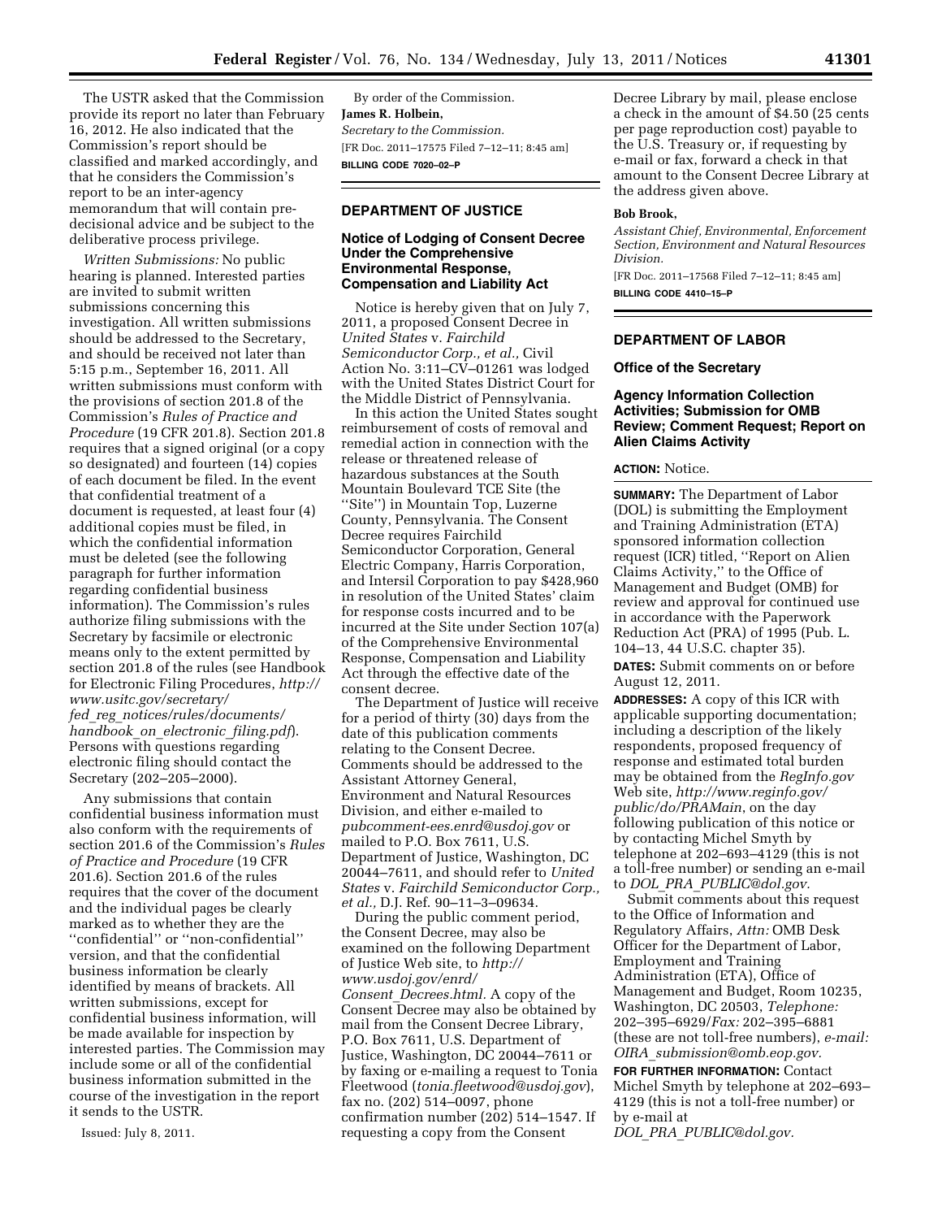The USTR asked that the Commission provide its report no later than February 16, 2012. He also indicated that the Commission's report should be classified and marked accordingly, and that he considers the Commission's report to be an inter-agency memorandum that will contain pre-decisional advice and be subject to the deliberative process privilege.

*Written Submissions:* No public hearing is planned. Interested parties are invited to submit written submissions concerning this investigation. All written submissions should be addressed to the Secretary, and should be received not later than 5:15 p.m., September 16, 2011. All written submissions must conform with the provisions of section 201.8 of the Commission's *Rules of Practice and Procedure* (19 CFR 201.8). Section 201.8 requires that a signed original (or a copy so designated) and fourteen (14) copies of each document be filed. In the event that confidential treatment of a document is requested, at least four (4) additional copies must be filed, in which the confidential information must be deleted (see the following paragraph for further information regarding confidential business information). The Commission's rules authorize filing submissions with the Secretary by facsimile or electronic means only to the extent permitted by section 201.8 of the rules (see Handbook for Electronic Filing Procedures, *http://www.usitc.gov/secretary/fed_reg_notices/rules/documents/handbook_on_electronic_filing.pdf*). Persons with questions regarding electronic filing should contact the Secretary (202–205–2000).

Any submissions that contain confidential business information must also conform with the requirements of section 201.6 of the Commission's *Rules of Practice and Procedure* (19 CFR 201.6). Section 201.6 of the rules requires that the cover of the document and the individual pages be clearly marked as to whether they are the ''confidential'' or ''non-confidential'' version, and that the confidential business information be clearly identified by means of brackets. All written submissions, except for confidential business information, will be made available for inspection by interested parties. The Commission may include some or all of the confidential business information submitted in the course of the investigation in the report it sends to the USTR.

Issued: July 8, 2011.

By order of the Commission.

**James R. Holbein,**

*Secretary to the Commission.*

[FR Doc. 2011–17575 Filed 7–12–11; 8:45 am]

**BILLING CODE 7020–02–P**

## DEPARTMENT OF JUSTICE

### Notice of Lodging of Consent Decree Under the Comprehensive Environmental Response, Compensation and Liability Act

Notice is hereby given that on July 7, 2011, a proposed Consent Decree in *United States* v. *Fairchild Semiconductor Corp., et al.,* Civil Action No. 3:11–CV–01261 was lodged with the United States District Court for the Middle District of Pennsylvania.

In this action the United States sought reimbursement of costs of removal and remedial action in connection with the release or threatened release of hazardous substances at the South Mountain Boulevard TCE Site (the ''Site'') in Mountain Top, Luzerne County, Pennsylvania. The Consent Decree requires Fairchild Semiconductor Corporation, General Electric Company, Harris Corporation, and Intersil Corporation to pay $428,960 in resolution of the United States' claim for response costs incurred and to be incurred at the Site under Section 107(a) of the Comprehensive Environmental Response, Compensation and Liability Act through the effective date of the consent decree.

The Department of Justice will receive for a period of thirty (30) days from the date of this publication comments relating to the Consent Decree. Comments should be addressed to the Assistant Attorney General, Environment and Natural Resources Division, and either e-mailed to *pubcomment-ees.enrd@usdoj.gov* or mailed to P.O. Box 7611, U.S. Department of Justice, Washington, DC 20044–7611, and should refer to *United States* v. *Fairchild Semiconductor Corp., et al.,* D.J. Ref. 90–11–3–09634.

During the public comment period, the Consent Decree, may also be examined on the following Department of Justice Web site, to *http://www.usdoj.gov/enrd/Consent_Decrees.html.* A copy of the Consent Decree may also be obtained by mail from the Consent Decree Library, P.O. Box 7611, U.S. Department of Justice, Washington, DC 20044–7611 or by faxing or e-mailing a request to Tonia Fleetwood (*tonia.fleetwood@usdoj.gov*), fax no. (202) 514–0097, phone confirmation number (202) 514–1547. If requesting a copy from the Consent Decree Library by mail, please enclose a check in the amount of $4.50 (25 cents per page reproduction cost) payable to the U.S. Treasury or, if requesting by e-mail or fax, forward a check in that amount to the Consent Decree Library at the address given above.

**Bob Brook,**

*Assistant Chief, Environmental, Enforcement Section, Environment and Natural Resources Division.*

[FR Doc. 2011–17568 Filed 7–12–11; 8:45 am]

**BILLING CODE 4410–15–P**

## DEPARTMENT OF LABOR

### Office of the Secretary

### Agency Information Collection Activities; Submission for OMB Review; Comment Request; Report on Alien Claims Activity

**ACTION:** Notice.

**SUMMARY:** The Department of Labor (DOL) is submitting the Employment and Training Administration (ETA) sponsored information collection request (ICR) titled, ''Report on Alien Claims Activity,'' to the Office of Management and Budget (OMB) for review and approval for continued use in accordance with the Paperwork Reduction Act (PRA) of 1995 (Pub. L. 104–13, 44 U.S.C. chapter 35).

**DATES:** Submit comments on or before August 12, 2011.

**ADDRESSES:** A copy of this ICR with applicable supporting documentation; including a description of the likely respondents, proposed frequency of response and estimated total burden may be obtained from the *RegInfo.gov* Web site, *http://www.reginfo.gov/public/do/PRAMain*, on the day following publication of this notice or by contacting Michel Smyth by telephone at 202–693–4129 (this is not a toll-free number) or sending an e-mail to *DOL_PRA_PUBLIC@dol.gov.*

Submit comments about this request to the Office of Information and Regulatory Affairs, *Attn:* OMB Desk Officer for the Department of Labor, Employment and Training Administration (ETA), Office of Management and Budget, Room 10235, Washington, DC 20503, *Telephone:* 202–395–6929/*Fax:* 202–395–6881 (these are not toll-free numbers), *e-mail: OIRA_submission@omb.eop.gov.*

**FOR FURTHER INFORMATION:** Contact Michel Smyth by telephone at 202–693–4129 (this is not a toll-free number) or by e-mail at *DOL_PRA_PUBLIC@dol.gov.*